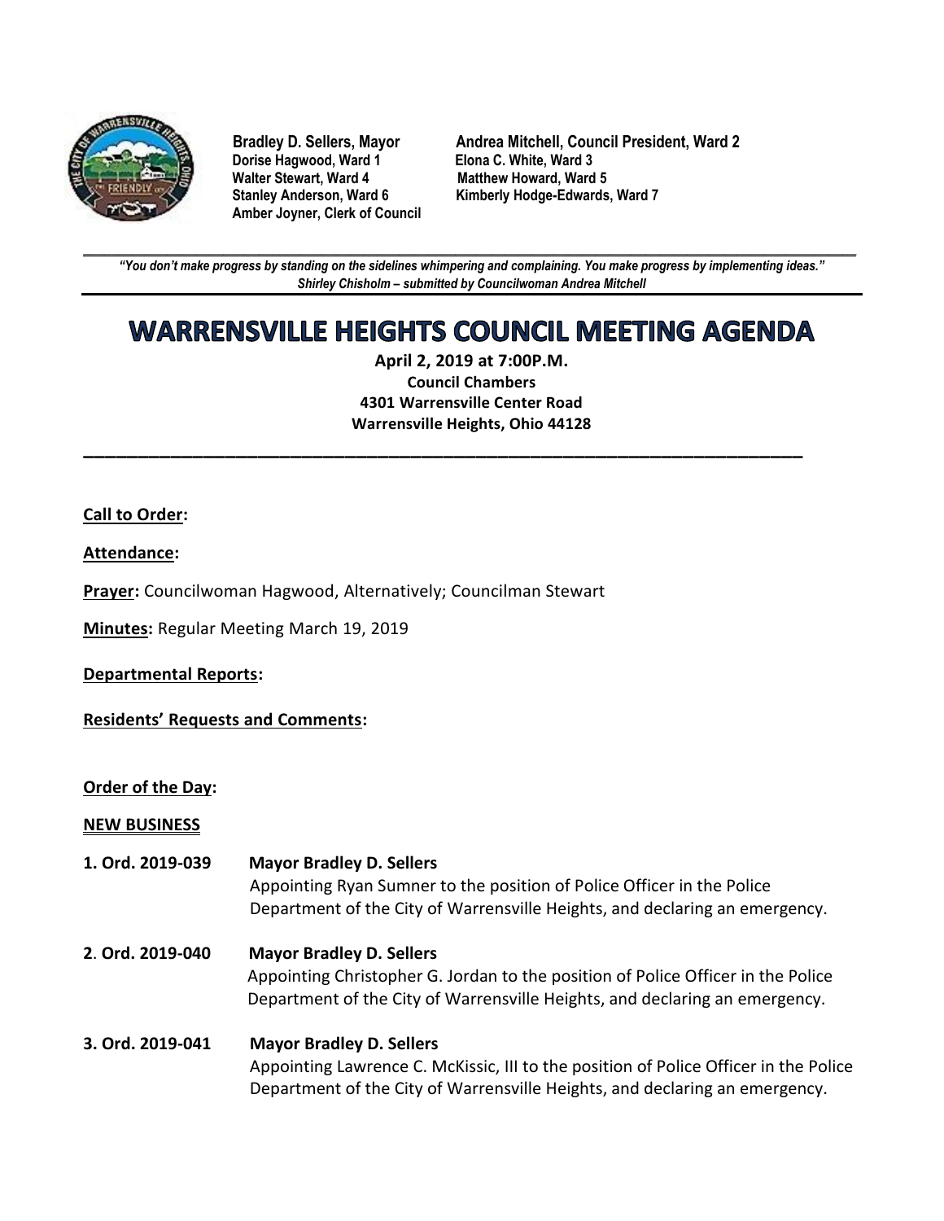Bradley D. Sellers, Mayor
Andrea Mitchell, Council President, Ward 2
Dorise Hagwood, Ward 1
Elona C. White, Ward 3
Walter Stewart, Ward 4
Matthew Howard, Ward 5
Stanley Anderson, Ward 6
Kimberly Hodge-Edwards, Ward 7
Amber Joyner, Clerk of Council

*"You don't make progress by standing on the sidelines whimpering and complaining. You make progress by implementing ideas."*
*Shirley Chisholm – submitted by Councilwoman Andrea Mitchell*

# WARRENSVILLE HEIGHTS COUNCIL MEETING AGENDA

**April 2, 2019 at 7:00P.M.**
**Council Chambers**
**4301 Warrensville Center Road**
**Warrensville Heights, Ohio 44128**

**Call to Order:**

**Attendance:**

**Prayer:** Councilwoman Hagwood, Alternatively; Councilman Stewart

**Minutes:** Regular Meeting March 19, 2019

**Departmental Reports:**

**Residents' Requests and Comments:**

**Order of the Day:**

**NEW BUSINESS**

**1. Ord. 2019-039** **Mayor Bradley D. Sellers**
Appointing Ryan Sumner to the position of Police Officer in the Police Department of the City of Warrensville Heights, and declaring an emergency.

**2. Ord. 2019-040** **Mayor Bradley D. Sellers**
Appointing Christopher G. Jordan to the position of Police Officer in the Police Department of the City of Warrensville Heights, and declaring an emergency.

**3. Ord. 2019-041** **Mayor Bradley D. Sellers**
Appointing Lawrence C. McKissic, III to the position of Police Officer in the Police Department of the City of Warrensville Heights, and declaring an emergency.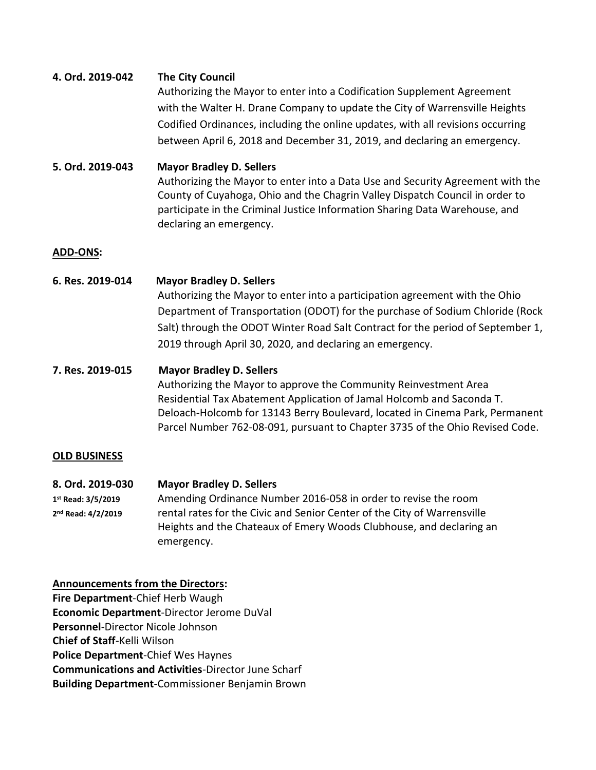**4. Ord. 2019-042** **The City Council**

Authorizing the Mayor to enter into a Codification Supplement Agreement with the Walter H. Drane Company to update the City of Warrensville Heights Codified Ordinances, including the online updates, with all revisions occurring between April 6, 2018 and December 31, 2019, and declaring an emergency.

**5. Ord. 2019-043** **Mayor Bradley D. Sellers**

Authorizing the Mayor to enter into a Data Use and Security Agreement with the County of Cuyahoga, Ohio and the Chagrin Valley Dispatch Council in order to participate in the Criminal Justice Information Sharing Data Warehouse, and declaring an emergency.

**ADD-ONS:**

**6. Res. 2019-014** **Mayor Bradley D. Sellers**

Authorizing the Mayor to enter into a participation agreement with the Ohio Department of Transportation (ODOT) for the purchase of Sodium Chloride (Rock Salt) through the ODOT Winter Road Salt Contract for the period of September 1, 2019 through April 30, 2020, and declaring an emergency.

**7. Res. 2019-015** **Mayor Bradley D. Sellers**

Authorizing the Mayor to approve the Community Reinvestment Area Residential Tax Abatement Application of Jamal Holcomb and Saconda T. Deloach-Holcomb for 13143 Berry Boulevard, located in Cinema Park, Permanent Parcel Number 762-08-091, pursuant to Chapter 3735 of the Ohio Revised Code.

**OLD BUSINESS**

**8. Ord. 2019-030** **Mayor Bradley D. Sellers**

**1st Read: 3/5/2019**
**2nd Read: 4/2/2019**

Amending Ordinance Number 2016-058 in order to revise the room rental rates for the Civic and Senior Center of the City of Warrensville Heights and the Chateaux of Emery Woods Clubhouse, and declaring an emergency.

**Announcements from the Directors:**

**Fire Department**-Chief Herb Waugh
**Economic Department**-Director Jerome DuVal
**Personnel**-Director Nicole Johnson
**Chief of Staff**-Kelli Wilson
**Police Department**-Chief Wes Haynes
**Communications and Activities**-Director June Scharf
**Building Department**-Commissioner Benjamin Brown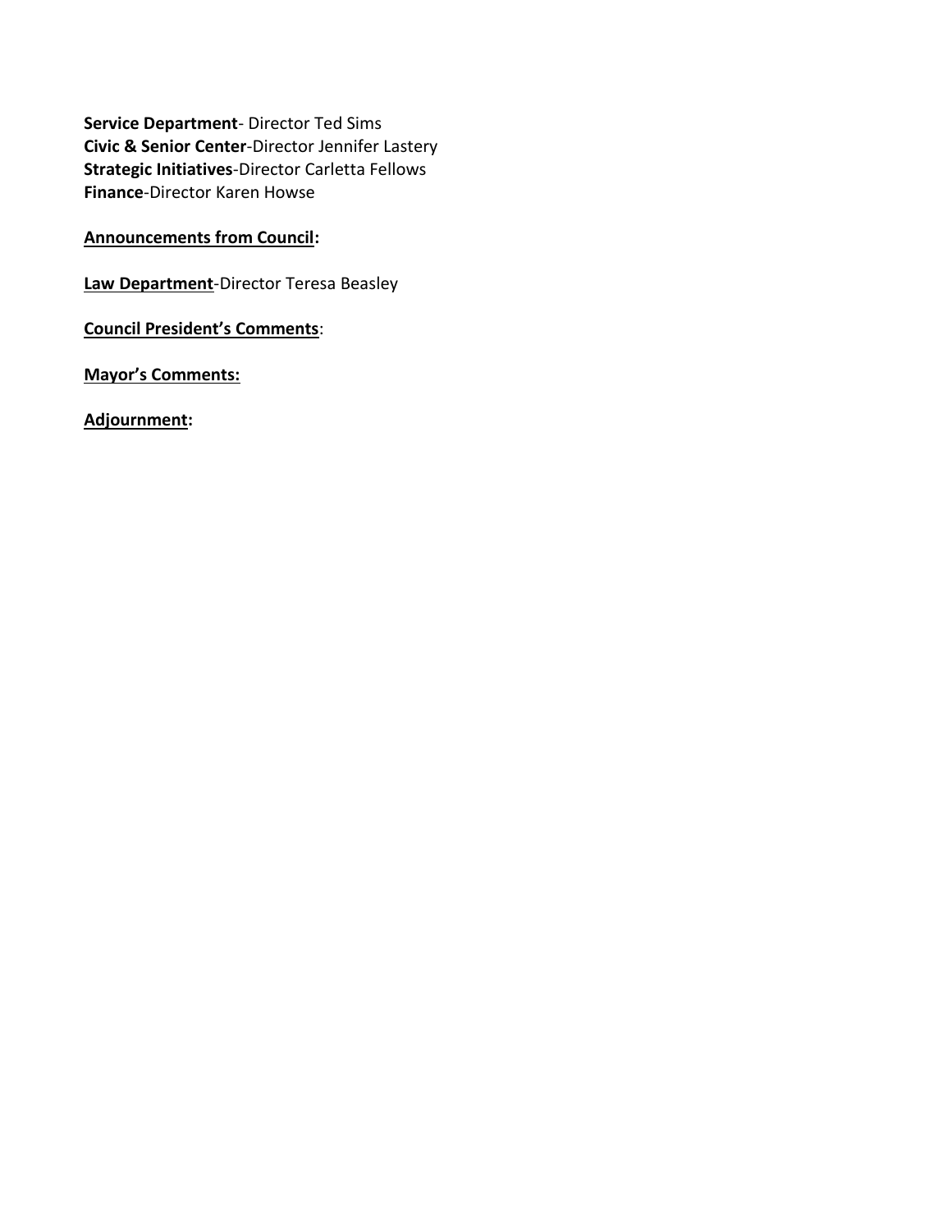**Service Department**- Director Ted Sims
**Civic & Senior Center**-Director Jennifer Lastery
**Strategic Initiatives**-Director Carletta Fellows
**Finance**-Director Karen Howse

**<u>Announcements from Council</u>:**

**<u>Law Department</u>**-Director Teresa Beasley

**<u>Council President's Comments</u>**:

**<u>Mayor's Comments:</u>**

**<u>Adjournment</u>:**